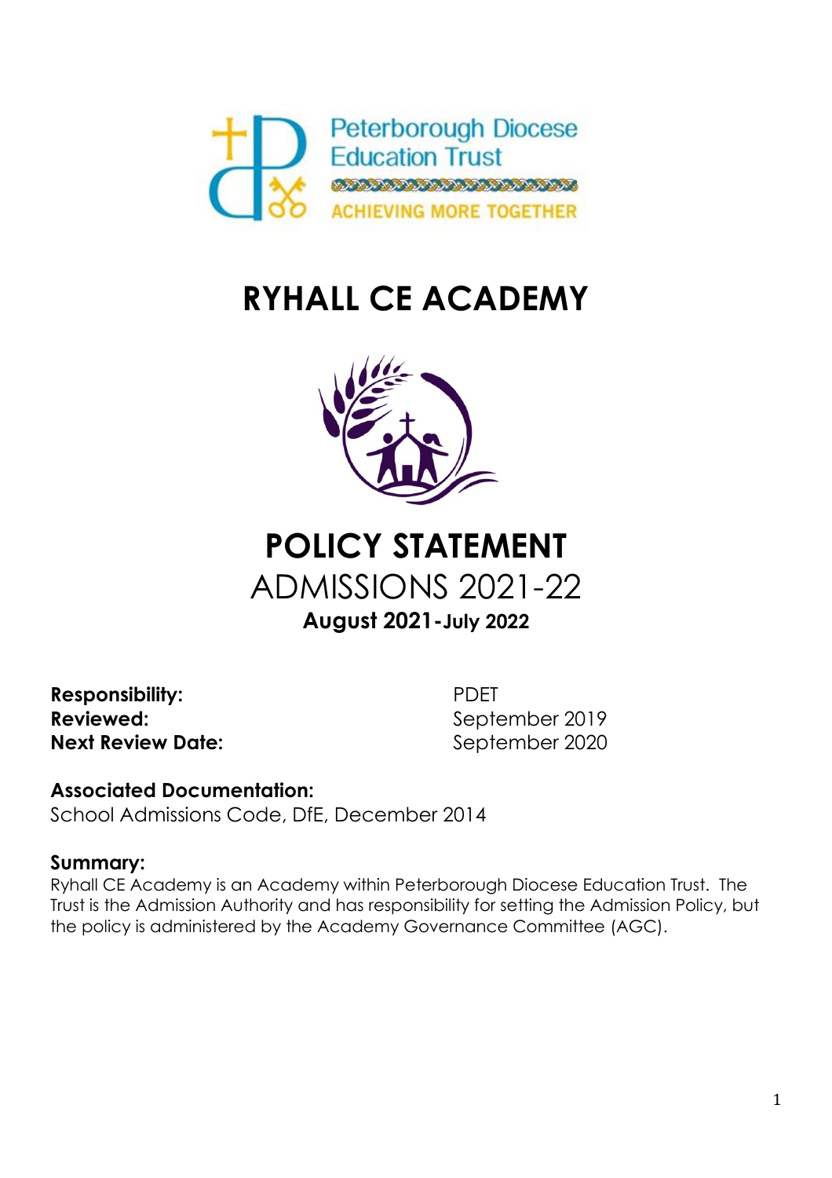Peterborough Diocese Education Trust

ACHIEVING MORE TOGETHER

# RYHALL CE ACADEMY

# POLICY STATEMENT

## ADMISSIONS 2021-22

**August 2021-July 2022**

**Responsibility:** PDET
**Reviewed:** September 2019
**Next Review Date:** September 2020

**Associated Documentation:**
School Admissions Code, DfE, December 2014

**Summary:**
Ryhall CE Academy is an Academy within Peterborough Diocese Education Trust. The Trust is the Admission Authority and has responsibility for setting the Admission Policy, but the policy is administered by the Academy Governance Committee (AGC).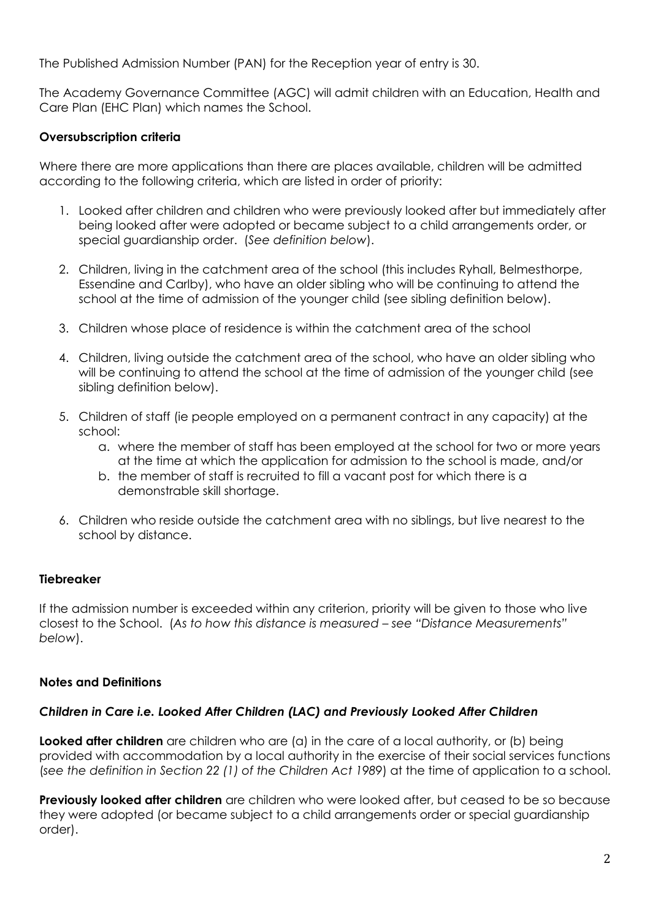The Published Admission Number (PAN) for the Reception year of entry is 30.

The Academy Governance Committee (AGC) will admit children with an Education, Health and Care Plan (EHC Plan) which names the School.

**Oversubscription criteria**

Where there are more applications than there are places available, children will be admitted according to the following criteria, which are listed in order of priority:

1. Looked after children and children who were previously looked after but immediately after being looked after were adopted or became subject to a child arrangements order, or special guardianship order. (*See definition below*).
2. Children, living in the catchment area of the school (this includes Ryhall, Belmesthorpe, Essendine and Carlby), who have an older sibling who will be continuing to attend the school at the time of admission of the younger child (see sibling definition below).
3. Children whose place of residence is within the catchment area of the school
4. Children, living outside the catchment area of the school, who have an older sibling who will be continuing to attend the school at the time of admission of the younger child (see sibling definition below).
5. Children of staff (ie people employed on a permanent contract in any capacity) at the school:
    a. where the member of staff has been employed at the school for two or more years at the time at which the application for admission to the school is made, and/or
    b. the member of staff is recruited to fill a vacant post for which there is a demonstrable skill shortage.
6. Children who reside outside the catchment area with no siblings, but live nearest to the school by distance.

**Tiebreaker**

If the admission number is exceeded within any criterion, priority will be given to those who live closest to the School. (*As to how this distance is measured – see "Distance Measurements" below*).

**Notes and Definitions**

***Children in Care i.e. Looked After Children (LAC) and Previously Looked After Children***

**Looked after children** are children who are (a) in the care of a local authority, or (b) being provided with accommodation by a local authority in the exercise of their social services functions (*see the definition in Section 22 (1) of the Children Act 1989*) at the time of application to a school.

**Previously looked after children** are children who were looked after, but ceased to be so because they were adopted (or became subject to a child arrangements order or special guardianship order).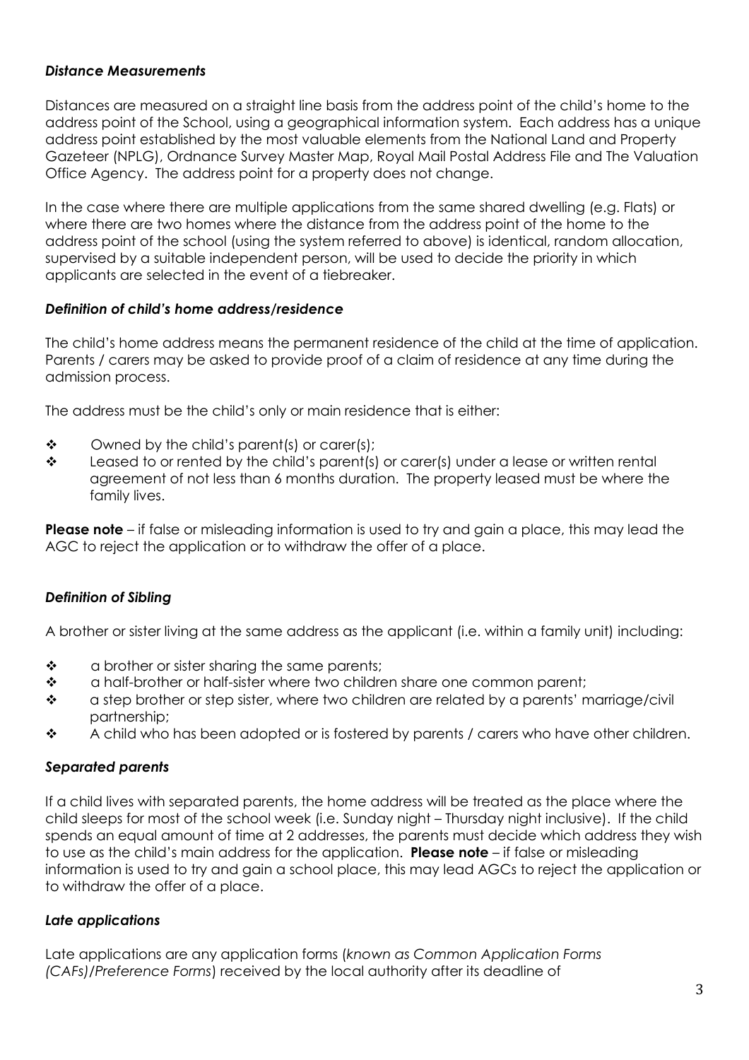### *Distance Measurements*

Distances are measured on a straight line basis from the address point of the child's home to the address point of the School, using a geographical information system. Each address has a unique address point established by the most valuable elements from the National Land and Property Gazeteer (NPLG), Ordnance Survey Master Map, Royal Mail Postal Address File and The Valuation Office Agency. The address point for a property does not change.

In the case where there are multiple applications from the same shared dwelling (e.g. Flats) or where there are two homes where the distance from the address point of the home to the address point of the school (using the system referred to above) is identical, random allocation, supervised by a suitable independent person, will be used to decide the priority in which applicants are selected in the event of a tiebreaker.

### *Definition of child's home address/residence*

The child's home address means the permanent residence of the child at the time of application. Parents / carers may be asked to provide proof of a claim of residence at any time during the admission process.

The address must be the child's only or main residence that is either:

- Owned by the child's parent(s) or carer(s);
- Leased to or rented by the child's parent(s) or carer(s) under a lease or written rental agreement of not less than 6 months duration. The property leased must be where the family lives.

**Please note** – if false or misleading information is used to try and gain a place, this may lead the AGC to reject the application or to withdraw the offer of a place.

### *Definition of Sibling*

A brother or sister living at the same address as the applicant (i.e. within a family unit) including:

- a brother or sister sharing the same parents;
- a half-brother or half-sister where two children share one common parent;
- a step brother or step sister, where two children are related by a parents' marriage/civil partnership;
- A child who has been adopted or is fostered by parents / carers who have other children.

### *Separated parents*

If a child lives with separated parents, the home address will be treated as the place where the child sleeps for most of the school week (i.e. Sunday night – Thursday night inclusive). If the child spends an equal amount of time at 2 addresses, the parents must decide which address they wish to use as the child's main address for the application. **Please note** – if false or misleading information is used to try and gain a school place, this may lead AGCs to reject the application or to withdraw the offer of a place.

### *Late applications*

Late applications are any application forms (*known as Common Application Forms (CAFs)/Preference Forms*) received by the local authority after its deadline of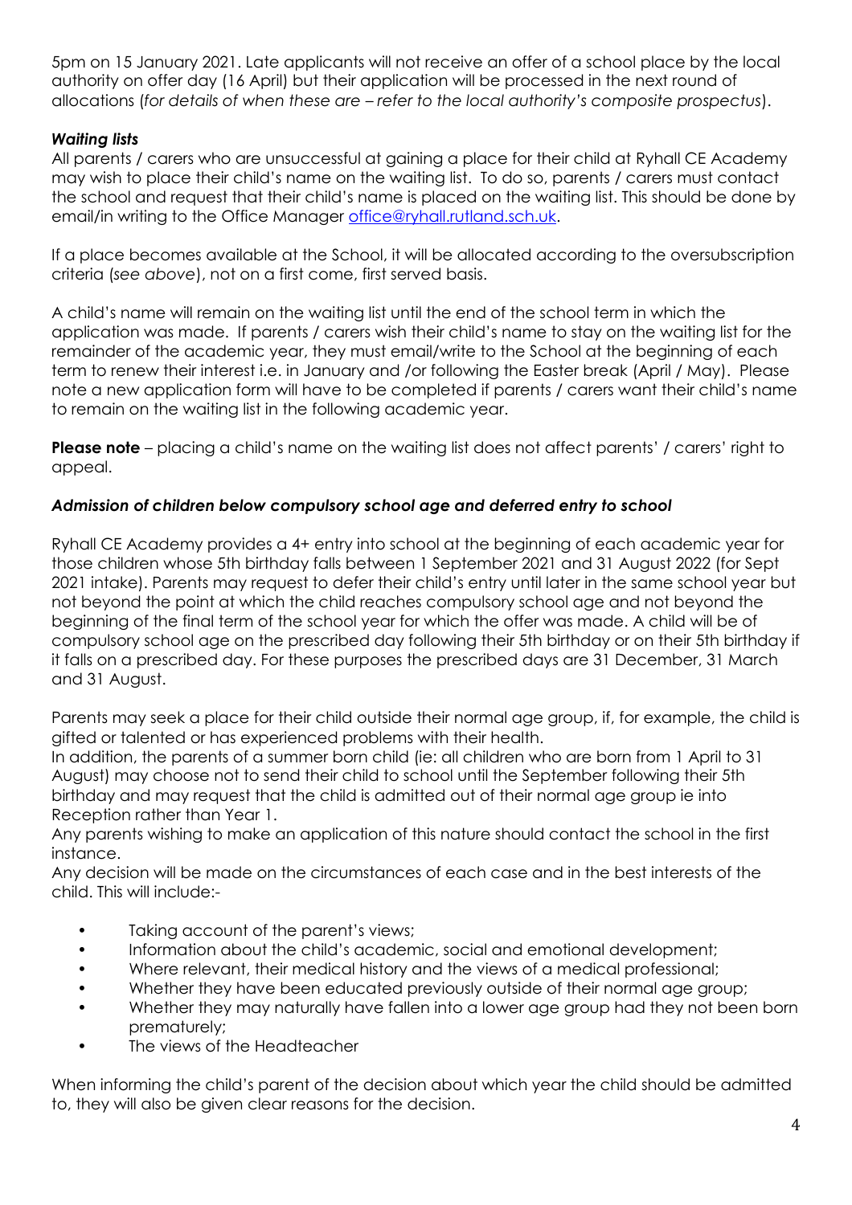5pm on 15 January 2021. Late applicants will not receive an offer of a school place by the local authority on offer day (16 April) but their application will be processed in the next round of allocations (*for details of when these are – refer to the local authority's composite prospectus*).

***Waiting lists***

All parents / carers who are unsuccessful at gaining a place for their child at Ryhall CE Academy may wish to place their child's name on the waiting list. To do so, parents / carers must contact the school and request that their child's name is placed on the waiting list. This should be done by email/in writing to the Office Manager office@ryhall.rutland.sch.uk.

If a place becomes available at the School, it will be allocated according to the oversubscription criteria (*see above*), not on a first come, first served basis.

A child's name will remain on the waiting list until the end of the school term in which the application was made. If parents / carers wish their child's name to stay on the waiting list for the remainder of the academic year, they must email/write to the School at the beginning of each term to renew their interest i.e. in January and /or following the Easter break (April / May). Please note a new application form will have to be completed if parents / carers want their child's name to remain on the waiting list in the following academic year.

**Please note** – placing a child's name on the waiting list does not affect parents' / carers' right to appeal.

***Admission of children below compulsory school age and deferred entry to school***

Ryhall CE Academy provides a 4+ entry into school at the beginning of each academic year for those children whose 5th birthday falls between 1 September 2021 and 31 August 2022 (for Sept 2021 intake). Parents may request to defer their child's entry until later in the same school year but not beyond the point at which the child reaches compulsory school age and not beyond the beginning of the final term of the school year for which the offer was made. A child will be of compulsory school age on the prescribed day following their 5th birthday or on their 5th birthday if it falls on a prescribed day. For these purposes the prescribed days are 31 December, 31 March and 31 August.

Parents may seek a place for their child outside their normal age group, if, for example, the child is gifted or talented or has experienced problems with their health.
In addition, the parents of a summer born child (ie: all children who are born from 1 April to 31 August) may choose not to send their child to school until the September following their 5th birthday and may request that the child is admitted out of their normal age group ie into Reception rather than Year 1.
Any parents wishing to make an application of this nature should contact the school in the first instance.
Any decision will be made on the circumstances of each case and in the best interests of the child. This will include:-

- Taking account of the parent's views;
- Information about the child's academic, social and emotional development;
- Where relevant, their medical history and the views of a medical professional;
- Whether they have been educated previously outside of their normal age group;
- Whether they may naturally have fallen into a lower age group had they not been born prematurely;
- The views of the Headteacher

When informing the child's parent of the decision about which year the child should be admitted to, they will also be given clear reasons for the decision.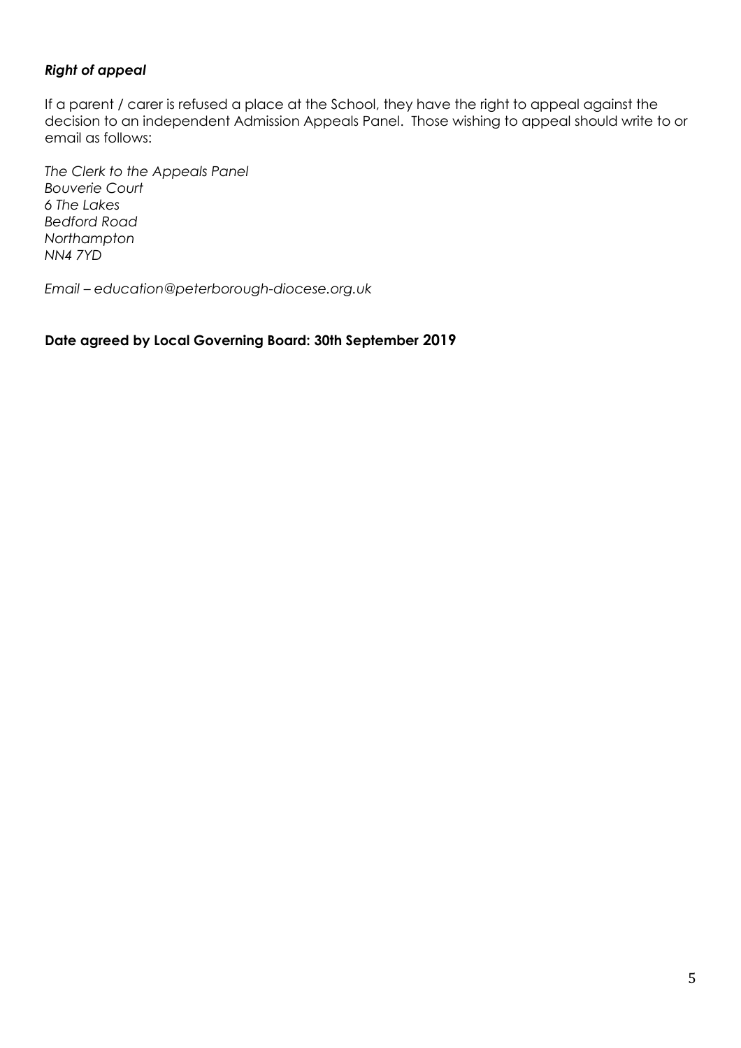***Right of appeal***

If a parent / carer is refused a place at the School, they have the right to appeal against the decision to an independent Admission Appeals Panel. Those wishing to appeal should write to or email as follows:

*The Clerk to the Appeals Panel*
*Bouverie Court*
*6 The Lakes*
*Bedford Road*
*Northampton*
*NN4 7YD*

*Email – education@peterborough-diocese.org.uk*

**Date agreed by Local Governing Board: 30th September 2019**